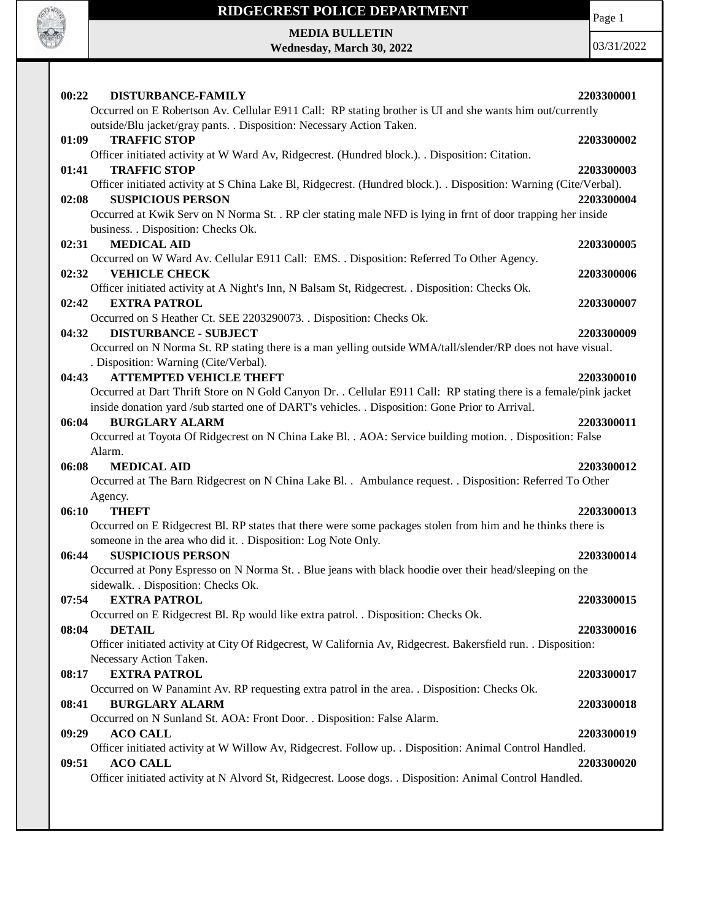# RIDGECREST POLICE DEPARTMENT

**MEDIA BULLETIN**
**Wednesday, March 30, 2022**

03/31/2022

**00:22 DISTURBANCE-FAMILY** **2203300001**
Occurred on E Robertson Av. Cellular E911 Call: RP stating brother is UI and she wants him out/currently outside/Blu jacket/gray pants. . Disposition: Necessary Action Taken.

**01:09 TRAFFIC STOP** **2203300002**
Officer initiated activity at W Ward Av, Ridgecrest. (Hundred block.). . Disposition: Citation.

**01:41 TRAFFIC STOP** **2203300003**
Officer initiated activity at S China Lake Bl, Ridgecrest. (Hundred block.). . Disposition: Warning (Cite/Verbal).

**02:08 SUSPICIOUS PERSON** **2203300004**
Occurred at Kwik Serv on N Norma St. . RP cler stating male NFD is lying in frnt of door trapping her inside business. . Disposition: Checks Ok.

**02:31 MEDICAL AID** **2203300005**
Occurred on W Ward Av. Cellular E911 Call: EMS. . Disposition: Referred To Other Agency.

**02:32 VEHICLE CHECK** **2203300006**
Officer initiated activity at A Night's Inn, N Balsam St, Ridgecrest. . Disposition: Checks Ok.

**02:42 EXTRA PATROL** **2203300007**
Occurred on S Heather Ct. SEE 2203290073. . Disposition: Checks Ok.

**04:32 DISTURBANCE - SUBJECT** **2203300009**
Occurred on N Norma St. RP stating there is a man yelling outside WMA/tall/slender/RP does not have visual. . Disposition: Warning (Cite/Verbal).

**04:43 ATTEMPTED VEHICLE THEFT** **2203300010**
Occurred at Dart Thrift Store on N Gold Canyon Dr. . Cellular E911 Call: RP stating there is a female/pink jacket inside donation yard /sub started one of DART's vehicles. . Disposition: Gone Prior to Arrival.

**06:04 BURGLARY ALARM** **2203300011**
Occurred at Toyota Of Ridgecrest on N China Lake Bl. . AOA: Service building motion. . Disposition: False Alarm.

**06:08 MEDICAL AID** **2203300012**
Occurred at The Barn Ridgecrest on N China Lake Bl. . Ambulance request. . Disposition: Referred To Other Agency.

**06:10 THEFT** **2203300013**
Occurred on E Ridgecrest Bl. RP states that there were some packages stolen from him and he thinks there is someone in the area who did it. . Disposition: Log Note Only.

**06:44 SUSPICIOUS PERSON** **2203300014**
Occurred at Pony Espresso on N Norma St. . Blue jeans with black hoodie over their head/sleeping on the sidewalk. . Disposition: Checks Ok.

**07:54 EXTRA PATROL** **2203300015**
Occurred on E Ridgecrest Bl. Rp would like extra patrol. . Disposition: Checks Ok.

**08:04 DETAIL** **2203300016**
Officer initiated activity at City Of Ridgecrest, W California Av, Ridgecrest. Bakersfield run. . Disposition: Necessary Action Taken.

**08:17 EXTRA PATROL** **2203300017**
Occurred on W Panamint Av. RP requesting extra patrol in the area. . Disposition: Checks Ok.

**08:41 BURGLARY ALARM** **2203300018**
Occurred on N Sunland St. AOA: Front Door. . Disposition: False Alarm.

**09:29 ACO CALL** **2203300019**
Officer initiated activity at W Willow Av, Ridgecrest. Follow up. . Disposition: Animal Control Handled.

**09:51 ACO CALL** **2203300020**
Officer initiated activity at N Alvord St, Ridgecrest. Loose dogs. . Disposition: Animal Control Handled.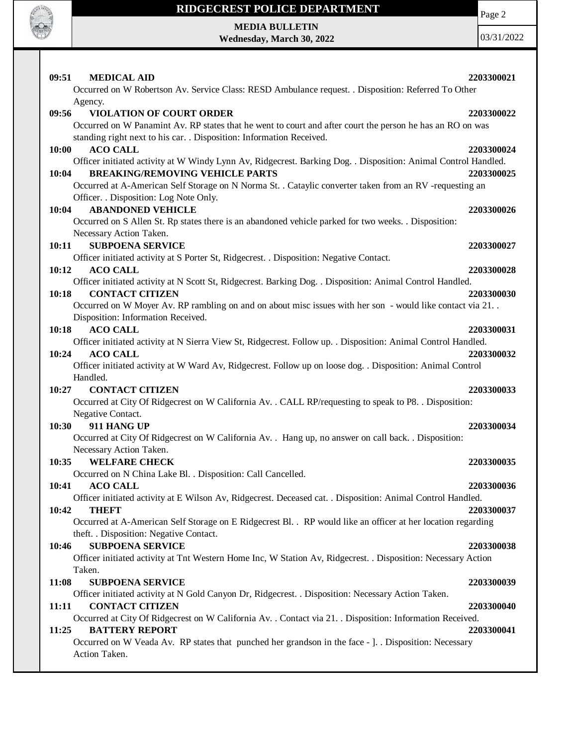**09:51 MEDICAL AID** 2203300021

Occurred on W Robertson Av. Service Class: RESD Ambulance request. . Disposition: Referred To Other Agency.

**09:56 VIOLATION OF COURT ORDER** 2203300022

Occurred on W Panamint Av. RP states that he went to court and after court the person he has an RO on was standing right next to his car. . Disposition: Information Received.

**10:00 ACO CALL** 2203300024

Officer initiated activity at W Windy Lynn Av, Ridgecrest. Barking Dog. . Disposition: Animal Control Handled.

**10:04 BREAKING/REMOVING VEHICLE PARTS** 2203300025

Occurred at A-American Self Storage on N Norma St. . Cataylic converter taken from an RV -requesting an Officer. . Disposition: Log Note Only.

**10:04 ABANDONED VEHICLE** 2203300026

Occurred on S Allen St. Rp states there is an abandoned vehicle parked for two weeks. . Disposition: Necessary Action Taken.

**10:11 SUBPOENA SERVICE** 2203300027

Officer initiated activity at S Porter St, Ridgecrest. . Disposition: Negative Contact.

**10:12 ACO CALL** 2203300028

Officer initiated activity at N Scott St, Ridgecrest. Barking Dog. . Disposition: Animal Control Handled.

**10:18 CONTACT CITIZEN** 2203300030

Occurred on W Moyer Av. RP rambling on and on about misc issues with her son - would like contact via 21. . Disposition: Information Received.

**10:18 ACO CALL** 2203300031

Officer initiated activity at N Sierra View St, Ridgecrest. Follow up. . Disposition: Animal Control Handled.

**10:24 ACO CALL** 2203300032

Officer initiated activity at W Ward Av, Ridgecrest. Follow up on loose dog. . Disposition: Animal Control Handled.

**10:27 CONTACT CITIZEN** 2203300033

Occurred at City Of Ridgecrest on W California Av. . CALL RP/requesting to speak to P8. . Disposition: Negative Contact.

**10:30 911 HANG UP** 2203300034

Occurred at City Of Ridgecrest on W California Av. . Hang up, no answer on call back. . Disposition: Necessary Action Taken.

**10:35 WELFARE CHECK** 2203300035

Occurred on N China Lake Bl. . Disposition: Call Cancelled.

**10:41 ACO CALL** 2203300036

Officer initiated activity at E Wilson Av, Ridgecrest. Deceased cat. . Disposition: Animal Control Handled.

**10:42 THEFT** 2203300037

Occurred at A-American Self Storage on E Ridgecrest Bl. . RP would like an officer at her location regarding theft. . Disposition: Negative Contact.

**10:46 SUBPOENA SERVICE** 2203300038

Officer initiated activity at Tnt Western Home Inc, W Station Av, Ridgecrest. . Disposition: Necessary Action Taken.

**11:08 SUBPOENA SERVICE** 2203300039

Officer initiated activity at N Gold Canyon Dr, Ridgecrest. . Disposition: Necessary Action Taken.

**11:11 CONTACT CITIZEN** 2203300040

Occurred at City Of Ridgecrest on W California Av. . Contact via 21. . Disposition: Information Received.

**11:25 BATTERY REPORT** 2203300041

Occurred on W Veada Av. RP states that punched her grandson in the face - ]. . Disposition: Necessary Action Taken.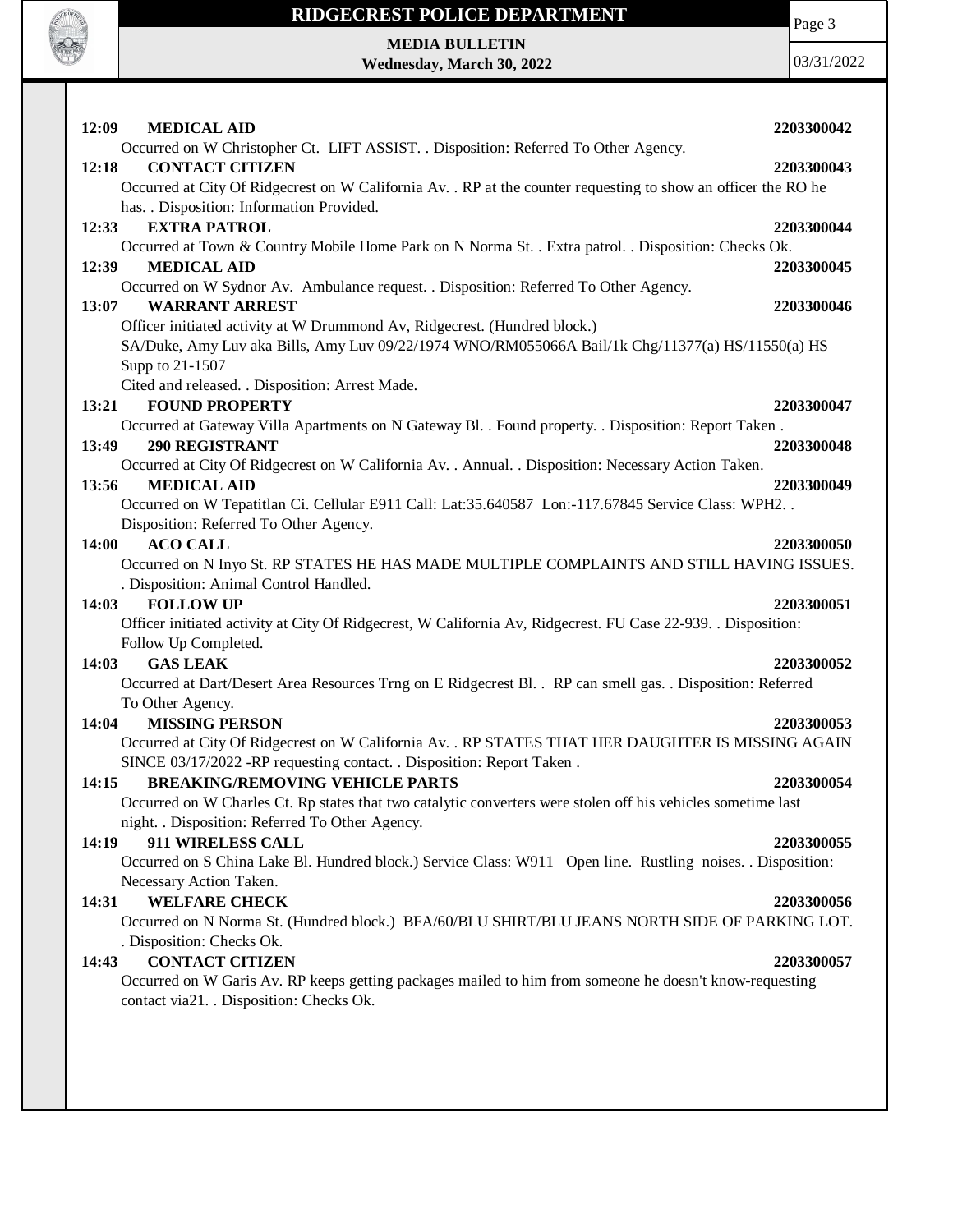**12:09 MEDICAL AID** **2203300042**
Occurred on W Christopher Ct. LIFT ASSIST. . Disposition: Referred To Other Agency.

**12:18 CONTACT CITIZEN** **2203300043**
Occurred at City Of Ridgecrest on W California Av. . RP at the counter requesting to show an officer the RO he has. . Disposition: Information Provided.

**12:33 EXTRA PATROL** **2203300044**
Occurred at Town & Country Mobile Home Park on N Norma St. . Extra patrol. . Disposition: Checks Ok.

**12:39 MEDICAL AID** **2203300045**
Occurred on W Sydnor Av. Ambulance request. . Disposition: Referred To Other Agency.

**13:07 WARRANT ARREST** **2203300046**
Officer initiated activity at W Drummond Av, Ridgecrest. (Hundred block.)
SA/Duke, Amy Luv aka Bills, Amy Luv 09/22/1974 WNO/RM055066A Bail/1k Chg/11377(a) HS/11550(a) HS Supp to 21-1507
Cited and released. . Disposition: Arrest Made.

**13:21 FOUND PROPERTY** **2203300047**
Occurred at Gateway Villa Apartments on N Gateway Bl. . Found property. . Disposition: Report Taken .

**13:49 290 REGISTRANT** **2203300048**
Occurred at City Of Ridgecrest on W California Av. . Annual. . Disposition: Necessary Action Taken.

**13:56 MEDICAL AID** **2203300049**
Occurred on W Tepatitlan Ci. Cellular E911 Call: Lat:35.640587 Lon:-117.67845 Service Class: WPH2. . Disposition: Referred To Other Agency.

**14:00 ACO CALL** **2203300050**
Occurred on N Inyo St. RP STATES HE HAS MADE MULTIPLE COMPLAINTS AND STILL HAVING ISSUES. . Disposition: Animal Control Handled.

**14:03 FOLLOW UP** **2203300051**
Officer initiated activity at City Of Ridgecrest, W California Av, Ridgecrest. FU Case 22-939. . Disposition: Follow Up Completed.

**14:03 GAS LEAK** **2203300052**
Occurred at Dart/Desert Area Resources Trng on E Ridgecrest Bl. . RP can smell gas. . Disposition: Referred To Other Agency.

**14:04 MISSING PERSON** **2203300053**
Occurred at City Of Ridgecrest on W California Av. . RP STATES THAT HER DAUGHTER IS MISSING AGAIN SINCE 03/17/2022 -RP requesting contact. . Disposition: Report Taken .

**14:15 BREAKING/REMOVING VEHICLE PARTS** **2203300054**
Occurred on W Charles Ct. Rp states that two catalytic converters were stolen off his vehicles sometime last night. . Disposition: Referred To Other Agency.

**14:19 911 WIRELESS CALL** **2203300055**
Occurred on S China Lake Bl. Hundred block.) Service Class: W911 Open line. Rustling noises. . Disposition: Necessary Action Taken.

**14:31 WELFARE CHECK** **2203300056**
Occurred on N Norma St. (Hundred block.) BFA/60/BLU SHIRT/BLU JEANS NORTH SIDE OF PARKING LOT. . Disposition: Checks Ok.

**14:43 CONTACT CITIZEN** **2203300057**
Occurred on W Garis Av. RP keeps getting packages mailed to him from someone he doesn't know-requesting contact via21. . Disposition: Checks Ok.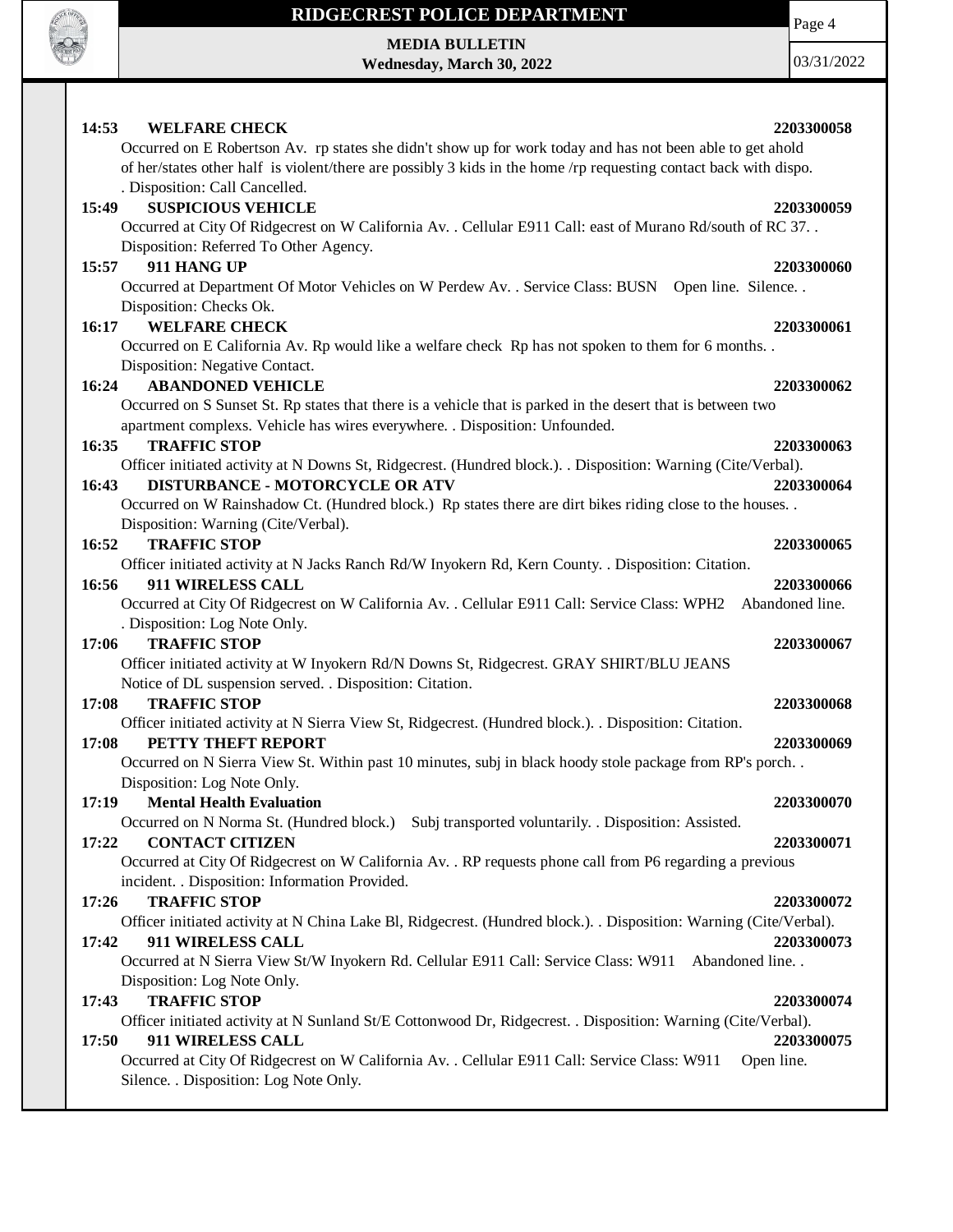**14:53 WELFARE CHECK 2203300058**

Occurred on E Robertson Av. rp states she didn't show up for work today and has not been able to get ahold of her/states other half is violent/there are possibly 3 kids in the home /rp requesting contact back with dispo. . Disposition: Call Cancelled.

**15:49 SUSPICIOUS VEHICLE 2203300059**

Occurred at City Of Ridgecrest on W California Av. . Cellular E911 Call: east of Murano Rd/south of RC 37. . Disposition: Referred To Other Agency.

**15:57 911 HANG UP 2203300060**

Occurred at Department Of Motor Vehicles on W Perdew Av. . Service Class: BUSN Open line. Silence. . Disposition: Checks Ok.

**16:17 WELFARE CHECK 2203300061**

Occurred on E California Av. Rp would like a welfare check Rp has not spoken to them for 6 months. . Disposition: Negative Contact.

**16:24 ABANDONED VEHICLE 2203300062**

Occurred on S Sunset St. Rp states that there is a vehicle that is parked in the desert that is between two apartment complexs. Vehicle has wires everywhere. . Disposition: Unfounded.

**16:35 TRAFFIC STOP 2203300063**

Officer initiated activity at N Downs St, Ridgecrest. (Hundred block.). . Disposition: Warning (Cite/Verbal).

**16:43 DISTURBANCE - MOTORCYCLE OR ATV 2203300064**

Occurred on W Rainshadow Ct. (Hundred block.) Rp states there are dirt bikes riding close to the houses. . Disposition: Warning (Cite/Verbal).

**16:52 TRAFFIC STOP 2203300065**

Officer initiated activity at N Jacks Ranch Rd/W Inyokern Rd, Kern County. . Disposition: Citation.

**16:56 911 WIRELESS CALL 2203300066**

Occurred at City Of Ridgecrest on W California Av. . Cellular E911 Call: Service Class: WPH2 Abandoned line. . Disposition: Log Note Only.

**17:06 TRAFFIC STOP 2203300067**

Officer initiated activity at W Inyokern Rd/N Downs St, Ridgecrest. GRAY SHIRT/BLU JEANS Notice of DL suspension served. . Disposition: Citation.

**17:08 TRAFFIC STOP 2203300068**

Officer initiated activity at N Sierra View St, Ridgecrest. (Hundred block.). . Disposition: Citation.

**17:08 PETTY THEFT REPORT 2203300069**

Occurred on N Sierra View St. Within past 10 minutes, subj in black hoody stole package from RP's porch. . Disposition: Log Note Only.

**17:19 Mental Health Evaluation 2203300070**

Occurred on N Norma St. (Hundred block.) Subj transported voluntarily. . Disposition: Assisted.

**17:22 CONTACT CITIZEN 2203300071**

Occurred at City Of Ridgecrest on W California Av. . RP requests phone call from P6 regarding a previous incident. . Disposition: Information Provided.

**17:26 TRAFFIC STOP 2203300072**

Officer initiated activity at N China Lake Bl, Ridgecrest. (Hundred block.). . Disposition: Warning (Cite/Verbal).

**17:42 911 WIRELESS CALL 2203300073**

Occurred at N Sierra View St/W Inyokern Rd. Cellular E911 Call: Service Class: W911 Abandoned line. . Disposition: Log Note Only.

**17:43 TRAFFIC STOP 2203300074**

Officer initiated activity at N Sunland St/E Cottonwood Dr, Ridgecrest. . Disposition: Warning (Cite/Verbal).

**17:50 911 WIRELESS CALL 2203300075**

Occurred at City Of Ridgecrest on W California Av. . Cellular E911 Call: Service Class: W911 Open line. Silence. . Disposition: Log Note Only.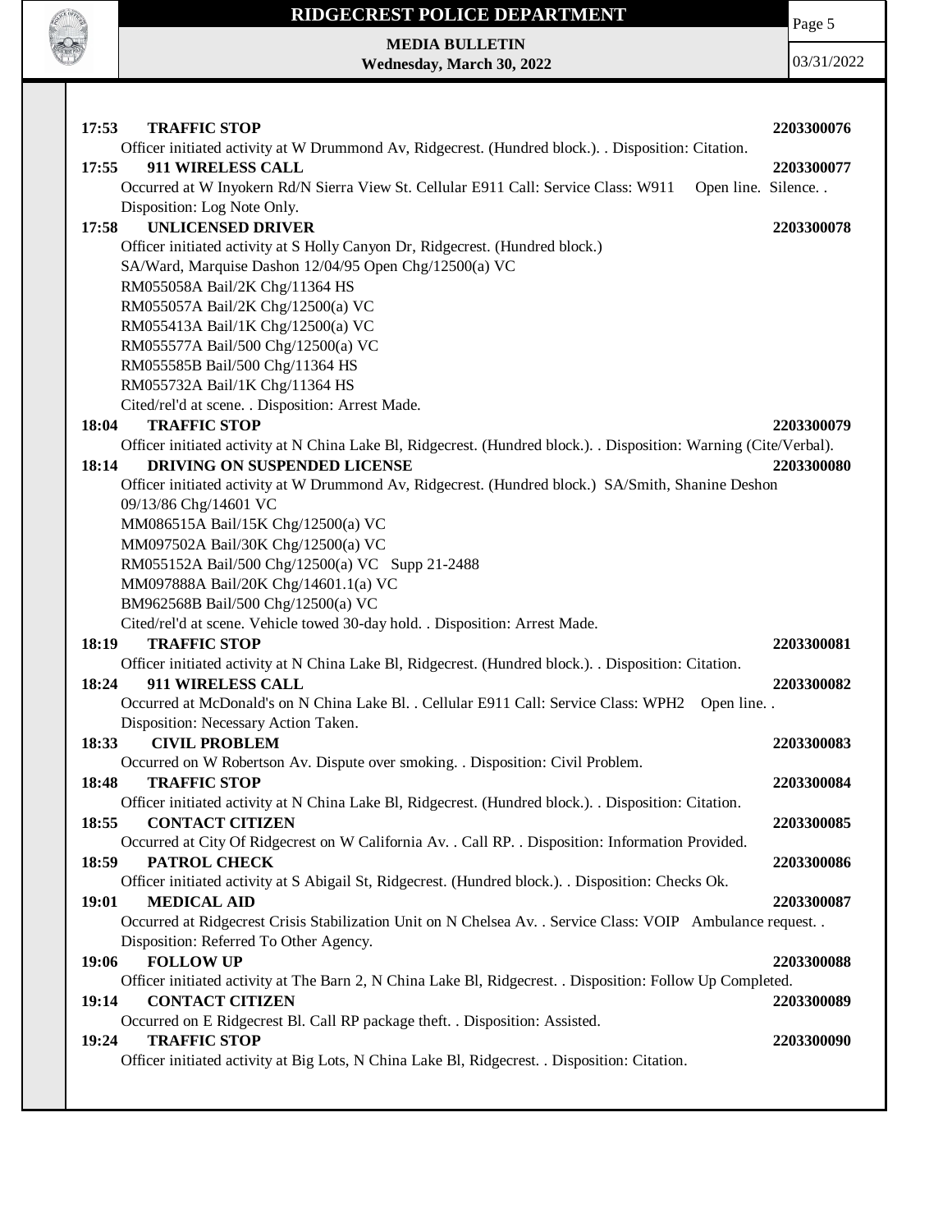**17:53 TRAFFIC STOP** **2203300076**
Officer initiated activity at W Drummond Av, Ridgecrest. (Hundred block.). . Disposition: Citation.

**17:55 911 WIRELESS CALL** **2203300077**
Occurred at W Inyokern Rd/N Sierra View St. Cellular E911 Call: Service Class: W911 Open line. Silence. . Disposition: Log Note Only.

**17:58 UNLICENSED DRIVER** **2203300078**
Officer initiated activity at S Holly Canyon Dr, Ridgecrest. (Hundred block.)
SA/Ward, Marquise Dashon 12/04/95 Open Chg/12500(a) VC
RM055058A Bail/2K Chg/11364 HS
RM055057A Bail/2K Chg/12500(a) VC
RM055413A Bail/1K Chg/12500(a) VC
RM055577A Bail/500 Chg/12500(a) VC
RM055585B Bail/500 Chg/11364 HS
RM055732A Bail/1K Chg/11364 HS
Cited/rel'd at scene. . Disposition: Arrest Made.

**18:04 TRAFFIC STOP** **2203300079**
Officer initiated activity at N China Lake Bl, Ridgecrest. (Hundred block.). . Disposition: Warning (Cite/Verbal).

**18:14 DRIVING ON SUSPENDED LICENSE** **2203300080**
Officer initiated activity at W Drummond Av, Ridgecrest. (Hundred block.) SA/Smith, Shanine Deshon 09/13/86 Chg/14601 VC
MM086515A Bail/15K Chg/12500(a) VC
MM097502A Bail/30K Chg/12500(a) VC
RM055152A Bail/500 Chg/12500(a) VC Supp 21-2488
MM097888A Bail/20K Chg/14601.1(a) VC
BM962568B Bail/500 Chg/12500(a) VC
Cited/rel'd at scene. Vehicle towed 30-day hold. . Disposition: Arrest Made.

**18:19 TRAFFIC STOP** **2203300081**
Officer initiated activity at N China Lake Bl, Ridgecrest. (Hundred block.). . Disposition: Citation.

**18:24 911 WIRELESS CALL** **2203300082**
Occurred at McDonald's on N China Lake Bl. . Cellular E911 Call: Service Class: WPH2 Open line. . Disposition: Necessary Action Taken.

**18:33 CIVIL PROBLEM** **2203300083**
Occurred on W Robertson Av. Dispute over smoking. . Disposition: Civil Problem.

**18:48 TRAFFIC STOP** **2203300084**
Officer initiated activity at N China Lake Bl, Ridgecrest. (Hundred block.). . Disposition: Citation.

**18:55 CONTACT CITIZEN** **2203300085**
Occurred at City Of Ridgecrest on W California Av. . Call RP. . Disposition: Information Provided.

**18:59 PATROL CHECK** **2203300086**
Officer initiated activity at S Abigail St, Ridgecrest. (Hundred block.). . Disposition: Checks Ok.

**19:01 MEDICAL AID** **2203300087**
Occurred at Ridgecrest Crisis Stabilization Unit on N Chelsea Av. . Service Class: VOIP Ambulance request. . Disposition: Referred To Other Agency.

**19:06 FOLLOW UP** **2203300088**
Officer initiated activity at The Barn 2, N China Lake Bl, Ridgecrest. . Disposition: Follow Up Completed.

**19:14 CONTACT CITIZEN** **2203300089**
Occurred on E Ridgecrest Bl. Call RP package theft. . Disposition: Assisted.

**19:24 TRAFFIC STOP** **2203300090**
Officer initiated activity at Big Lots, N China Lake Bl, Ridgecrest. . Disposition: Citation.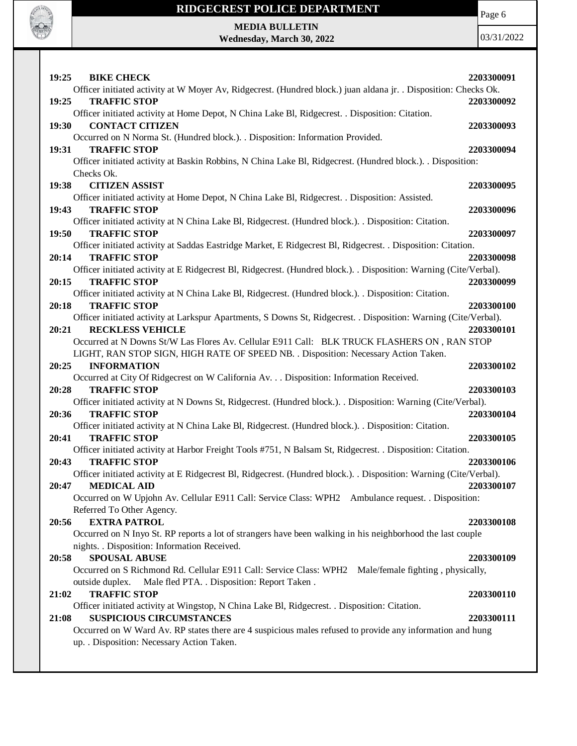**19:25 BIKE CHECK 2203300091**

Officer initiated activity at W Moyer Av, Ridgecrest. (Hundred block.) juan aldana jr. . Disposition: Checks Ok.

**19:25 TRAFFIC STOP 2203300092**

Officer initiated activity at Home Depot, N China Lake Bl, Ridgecrest. . Disposition: Citation.

**19:30 CONTACT CITIZEN 2203300093**

Occurred on N Norma St. (Hundred block.). . Disposition: Information Provided.

**19:31 TRAFFIC STOP 2203300094**

Officer initiated activity at Baskin Robbins, N China Lake Bl, Ridgecrest. (Hundred block.). . Disposition: Checks Ok.

**19:38 CITIZEN ASSIST 2203300095**

Officer initiated activity at Home Depot, N China Lake Bl, Ridgecrest. . Disposition: Assisted.

**19:43 TRAFFIC STOP 2203300096**

Officer initiated activity at N China Lake Bl, Ridgecrest. (Hundred block.). . Disposition: Citation.

**19:50 TRAFFIC STOP 2203300097**

Officer initiated activity at Saddas Eastridge Market, E Ridgecrest Bl, Ridgecrest. . Disposition: Citation.

**20:14 TRAFFIC STOP 2203300098**

Officer initiated activity at E Ridgecrest Bl, Ridgecrest. (Hundred block.). . Disposition: Warning (Cite/Verbal).

**20:15 TRAFFIC STOP 2203300099**

Officer initiated activity at N China Lake Bl, Ridgecrest. (Hundred block.). . Disposition: Citation.

**20:18 TRAFFIC STOP 2203300100**

Officer initiated activity at Larkspur Apartments, S Downs St, Ridgecrest. . Disposition: Warning (Cite/Verbal).

**20:21 RECKLESS VEHICLE 2203300101**

Occurred at N Downs St/W Las Flores Av. Cellular E911 Call: BLK TRUCK FLASHERS ON , RAN STOP LIGHT, RAN STOP SIGN, HIGH RATE OF SPEED NB. . Disposition: Necessary Action Taken.

**20:25 INFORMATION 2203300102**

Occurred at City Of Ridgecrest on W California Av. . . Disposition: Information Received.

**20:28 TRAFFIC STOP 2203300103**

Officer initiated activity at N Downs St, Ridgecrest. (Hundred block.). . Disposition: Warning (Cite/Verbal).

**20:36 TRAFFIC STOP 2203300104**

Officer initiated activity at N China Lake Bl, Ridgecrest. (Hundred block.). . Disposition: Citation.

**20:41 TRAFFIC STOP 2203300105**

Officer initiated activity at Harbor Freight Tools #751, N Balsam St, Ridgecrest. . Disposition: Citation.

**20:43 TRAFFIC STOP 2203300106**

Officer initiated activity at E Ridgecrest Bl, Ridgecrest. (Hundred block.). . Disposition: Warning (Cite/Verbal).

**20:47 MEDICAL AID 2203300107**

Occurred on W Upjohn Av. Cellular E911 Call: Service Class: WPH2 Ambulance request. . Disposition: Referred To Other Agency.

**20:56 EXTRA PATROL 2203300108**

Occurred on N Inyo St. RP reports a lot of strangers have been walking in his neighborhood the last couple nights. . Disposition: Information Received.

**20:58 SPOUSAL ABUSE 2203300109**

Occurred on S Richmond Rd. Cellular E911 Call: Service Class: WPH2 Male/female fighting , physically, outside duplex. Male fled PTA. . Disposition: Report Taken .

**21:02 TRAFFIC STOP 2203300110**

Officer initiated activity at Wingstop, N China Lake Bl, Ridgecrest. . Disposition: Citation.

**21:08 SUSPICIOUS CIRCUMSTANCES 2203300111**

Occurred on W Ward Av. RP states there are 4 suspicious males refused to provide any information and hung up. . Disposition: Necessary Action Taken.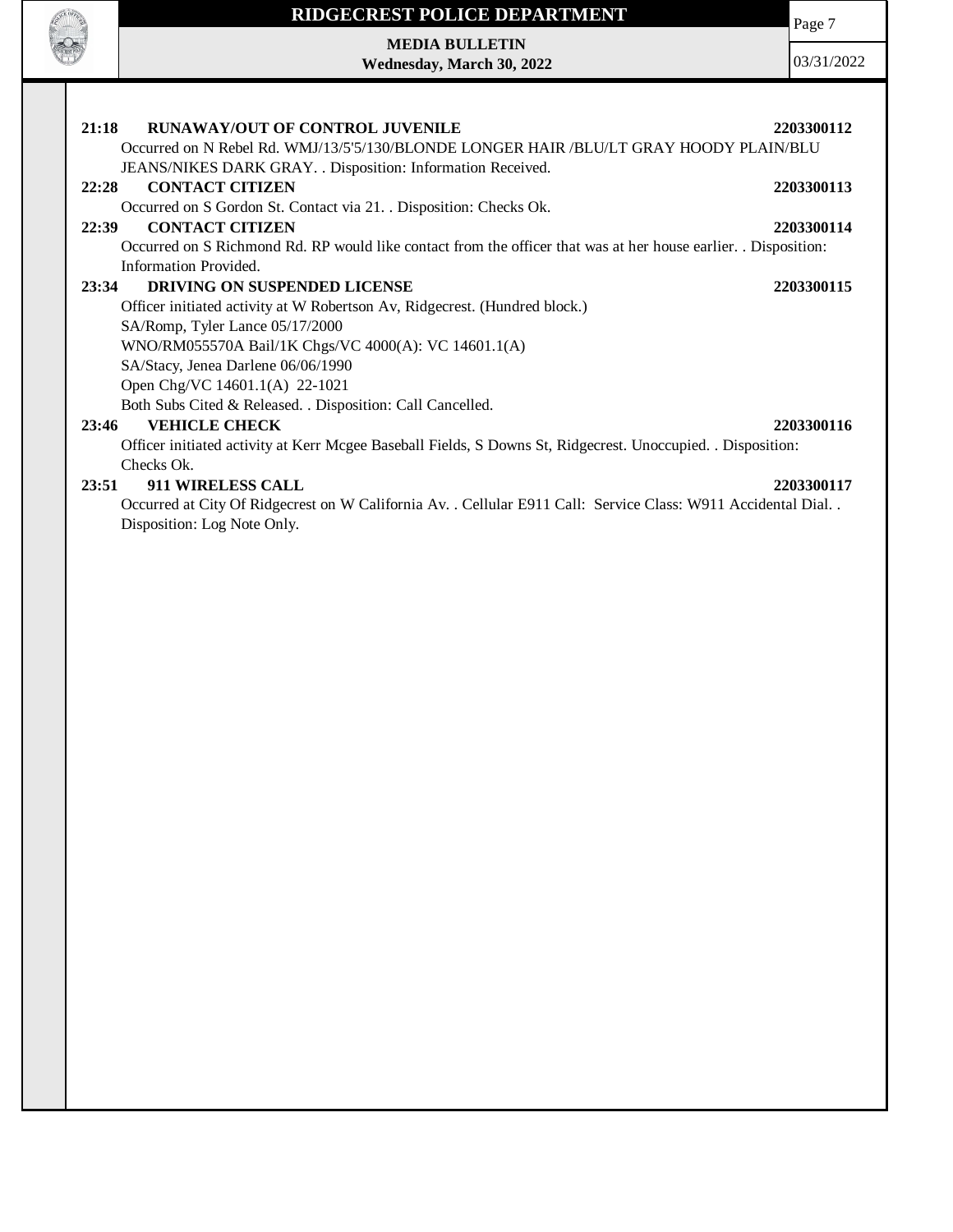**21:18 RUNAWAY/OUT OF CONTROL JUVENILE** **2203300112**

Occurred on N Rebel Rd. WMJ/13/5'5/130/BLONDE LONGER HAIR /BLU/LT GRAY HOODY PLAIN/BLU JEANS/NIKES DARK GRAY. . Disposition: Information Received.

**22:28 CONTACT CITIZEN** **2203300113**

Occurred on S Gordon St. Contact via 21. . Disposition: Checks Ok.

**22:39 CONTACT CITIZEN** **2203300114**

Occurred on S Richmond Rd. RP would like contact from the officer that was at her house earlier. . Disposition: Information Provided.

**23:34 DRIVING ON SUSPENDED LICENSE** **2203300115**

Officer initiated activity at W Robertson Av, Ridgecrest. (Hundred block.)
SA/Romp, Tyler Lance 05/17/2000
WNO/RM055570A Bail/1K Chgs/VC 4000(A): VC 14601.1(A)
SA/Stacy, Jenea Darlene 06/06/1990
Open Chg/VC 14601.1(A) 22-1021
Both Subs Cited & Released. . Disposition: Call Cancelled.

**23:46 VEHICLE CHECK** **2203300116**

Officer initiated activity at Kerr Mcgee Baseball Fields, S Downs St, Ridgecrest. Unoccupied. . Disposition: Checks Ok.

**23:51 911 WIRELESS CALL** **2203300117**

Occurred at City Of Ridgecrest on W California Av. . Cellular E911 Call: Service Class: W911 Accidental Dial. . Disposition: Log Note Only.